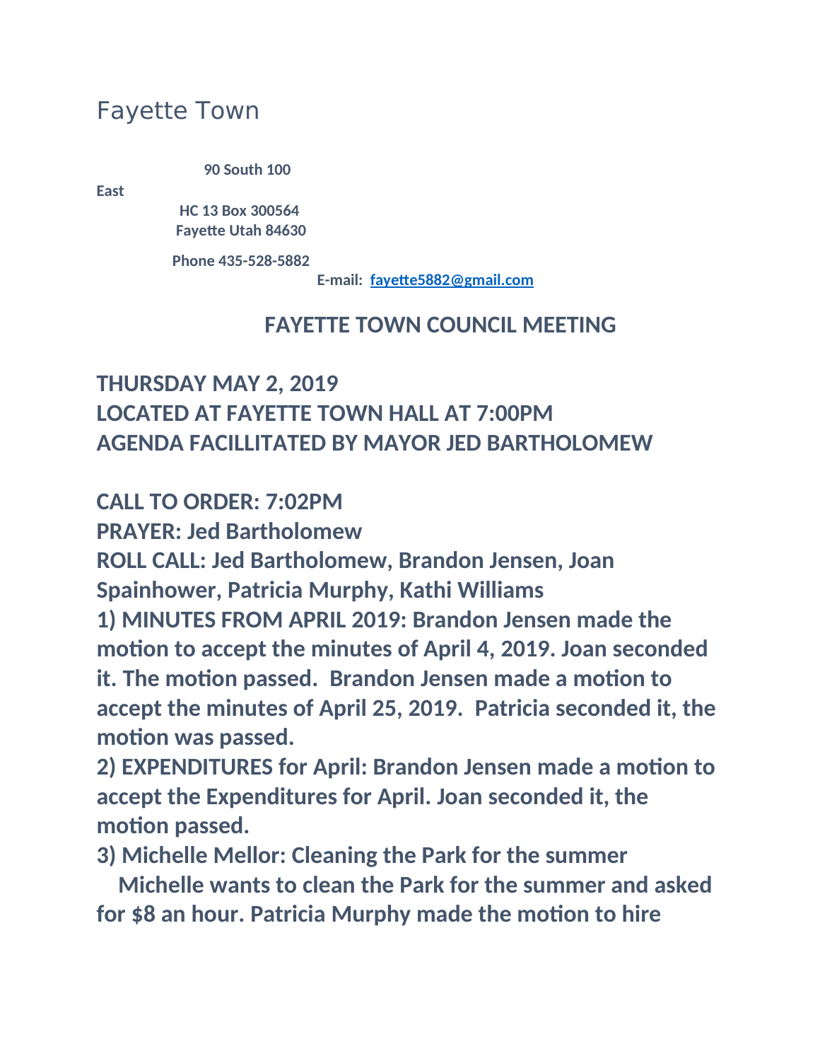# Fayette Town

90 South 100 East
HC 13 Box 300564
Fayette Utah 84630

Phone 435-528-5882
E-mail: fayette5882@gmail.com

## FAYETTE TOWN COUNCIL MEETING

**THURSDAY MAY 2, 2019**
**LOCATED AT FAYETTE TOWN HALL AT 7:00PM**
**AGENDA FACILLITATED BY MAYOR JED BARTHOLOMEW**

**CALL TO ORDER: 7:02PM**
**PRAYER: Jed Bartholomew**
**ROLL CALL: Jed Bartholomew, Brandon Jensen, Joan Spainhower, Patricia Murphy, Kathi Williams**

**1) MINUTES FROM APRIL 2019: Brandon Jensen made the motion to accept the minutes of April 4, 2019. Joan seconded it. The motion passed. Brandon Jensen made a motion to accept the minutes of April 25, 2019. Patricia seconded it, the motion was passed.**

**2) EXPENDITURES for April: Brandon Jensen made a motion to accept the Expenditures for April. Joan seconded it, the motion passed.**

**3) Michelle Mellor: Cleaning the Park for the summer**
**Michelle wants to clean the Park for the summer and asked for $8 an hour. Patricia Murphy made the motion to hire**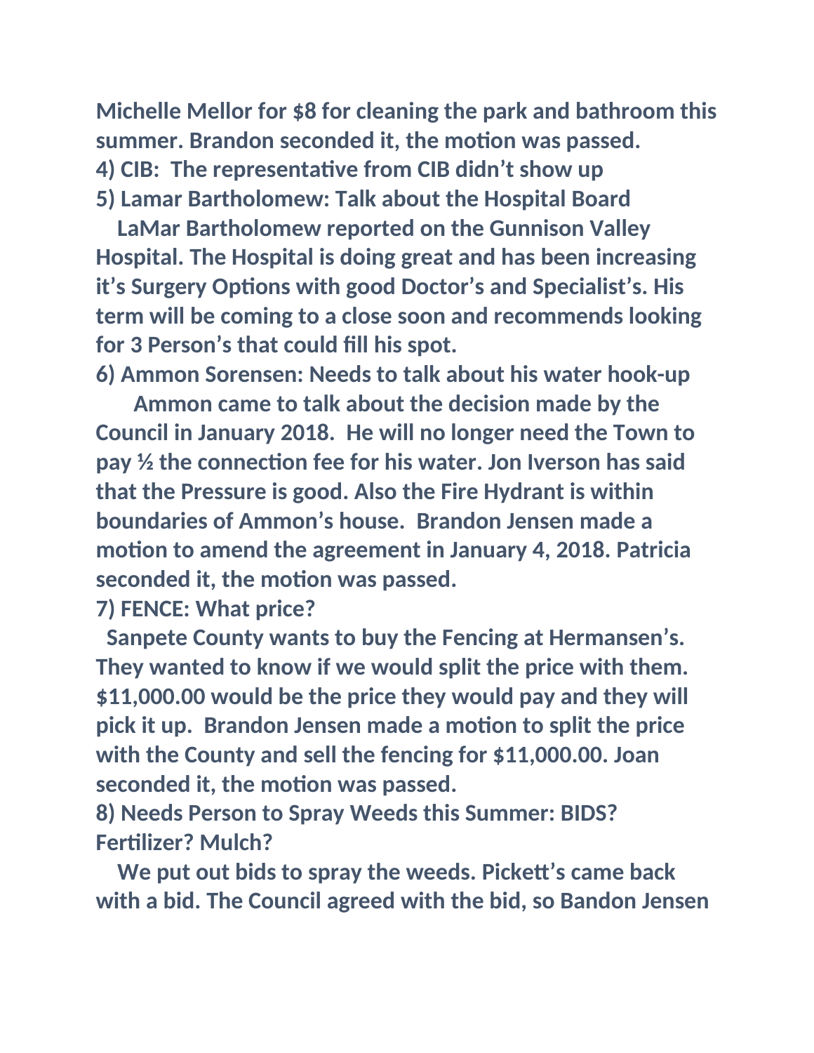**Michelle Mellor for $8 for cleaning the park and bathroom this summer. Brandon seconded it, the motion was passed.**

**4) CIB: The representative from CIB didn't show up**

**5) Lamar Bartholomew: Talk about the Hospital Board**

**LaMar Bartholomew reported on the Gunnison Valley Hospital. The Hospital is doing great and has been increasing it's Surgery Options with good Doctor's and Specialist's. His term will be coming to a close soon and recommends looking for 3 Person's that could fill his spot.**

**6) Ammon Sorensen: Needs to talk about his water hook-up**

**Ammon came to talk about the decision made by the Council in January 2018. He will no longer need the Town to pay ½ the connection fee for his water. Jon Iverson has said that the Pressure is good. Also the Fire Hydrant is within boundaries of Ammon's house. Brandon Jensen made a motion to amend the agreement in January 4, 2018. Patricia seconded it, the motion was passed.**

**7) FENCE: What price?**

**Sanpete County wants to buy the Fencing at Hermansen's. They wanted to know if we would split the price with them. $11,000.00 would be the price they would pay and they will pick it up. Brandon Jensen made a motion to split the price with the County and sell the fencing for $11,000.00. Joan seconded it, the motion was passed.**

**8) Needs Person to Spray Weeds this Summer: BIDS? Fertilizer? Mulch?**

**We put out bids to spray the weeds. Pickett's came back with a bid. The Council agreed with the bid, so Bandon Jensen**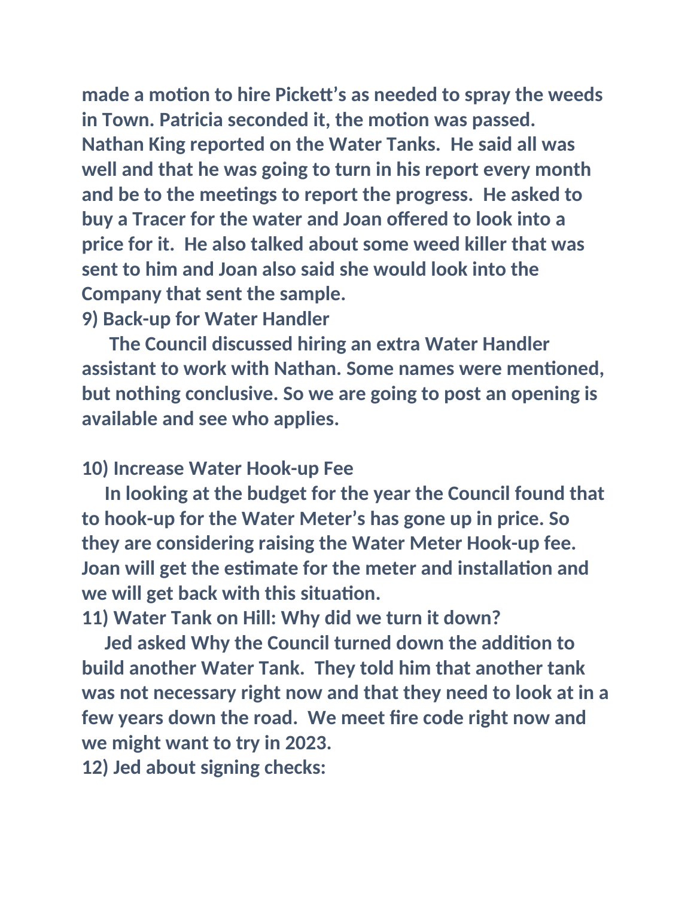**made a motion to hire Pickett's as needed to spray the weeds in Town. Patricia seconded it, the motion was passed. Nathan King reported on the Water Tanks. He said all was well and that he was going to turn in his report every month and be to the meetings to report the progress. He asked to buy a Tracer for the water and Joan offered to look into a price for it. He also talked about some weed killer that was sent to him and Joan also said she would look into the Company that sent the sample.**

**9) Back-up for Water Handler**

**The Council discussed hiring an extra Water Handler assistant to work with Nathan. Some names were mentioned, but nothing conclusive. So we are going to post an opening is available and see who applies.**

**10) Increase Water Hook-up Fee**

**In looking at the budget for the year the Council found that to hook-up for the Water Meter's has gone up in price. So they are considering raising the Water Meter Hook-up fee. Joan will get the estimate for the meter and installation and we will get back with this situation.**

**11) Water Tank on Hill: Why did we turn it down?**

**Jed asked Why the Council turned down the addition to build another Water Tank. They told him that another tank was not necessary right now and that they need to look at in a few years down the road. We meet fire code right now and we might want to try in 2023.**

**12) Jed about signing checks:**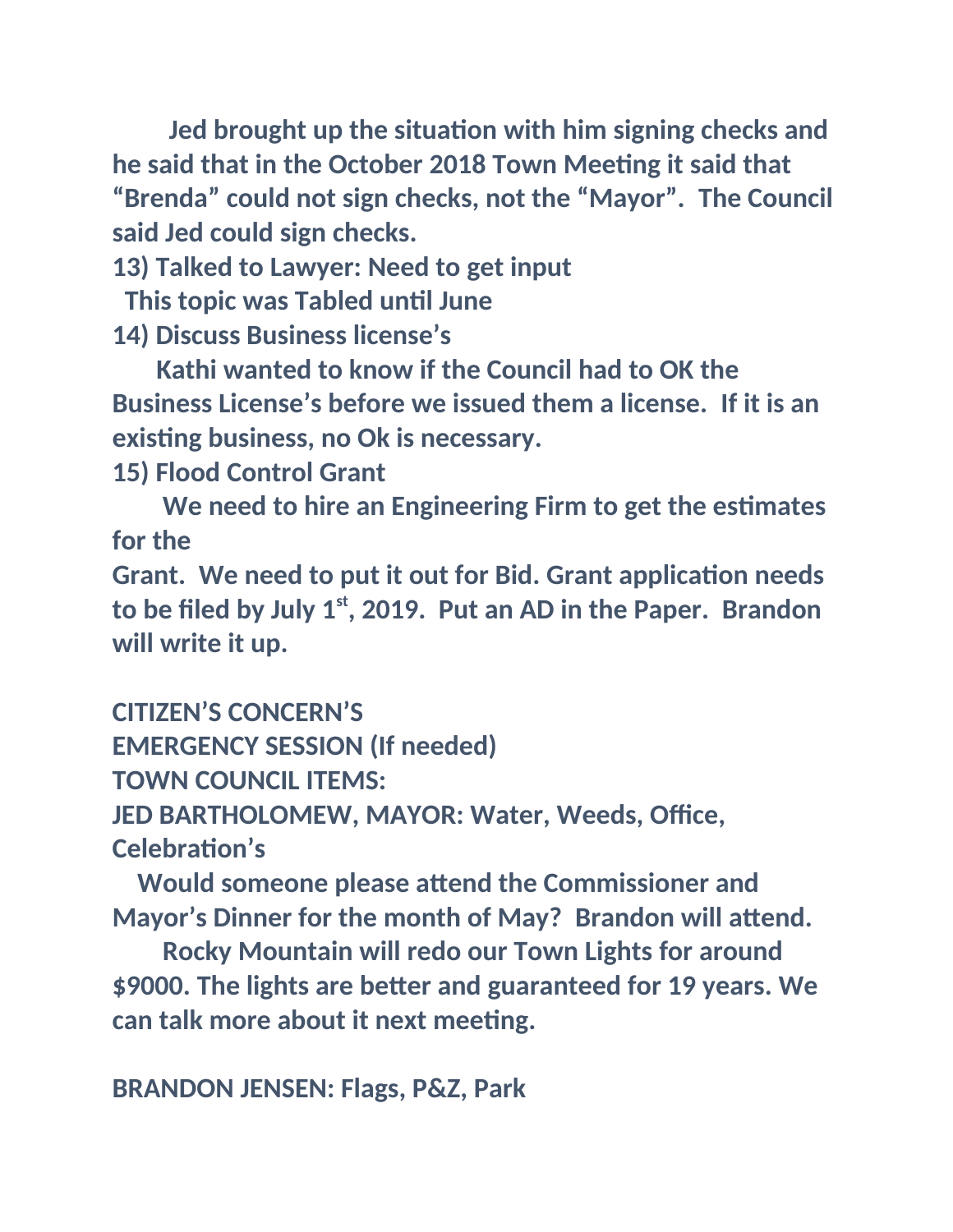**Jed brought up the situation with him signing checks and he said that in the October 2018 Town Meeting it said that "Brenda" could not sign checks, not the "Mayor". The Council said Jed could sign checks.**

**13) Talked to Lawyer: Need to get input**

**This topic was Tabled until June**

**14) Discuss Business license's**

**Kathi wanted to know if the Council had to OK the Business License's before we issued them a license. If it is an existing business, no Ok is necessary.**

**15) Flood Control Grant**

**We need to hire an Engineering Firm to get the estimates for the Grant. We need to put it out for Bid. Grant application needs to be filed by July 1st, 2019. Put an AD in the Paper. Brandon will write it up.**

**CITIZEN'S CONCERN'S**

**EMERGENCY SESSION (If needed)**

**TOWN COUNCIL ITEMS:**

**JED BARTHOLOMEW, MAYOR: Water, Weeds, Office, Celebration's**

**Would someone please attend the Commissioner and Mayor's Dinner for the month of May? Brandon will attend.**

**Rocky Mountain will redo our Town Lights for around $9000. The lights are better and guaranteed for 19 years. We can talk more about it next meeting.**

**BRANDON JENSEN: Flags, P&Z, Park**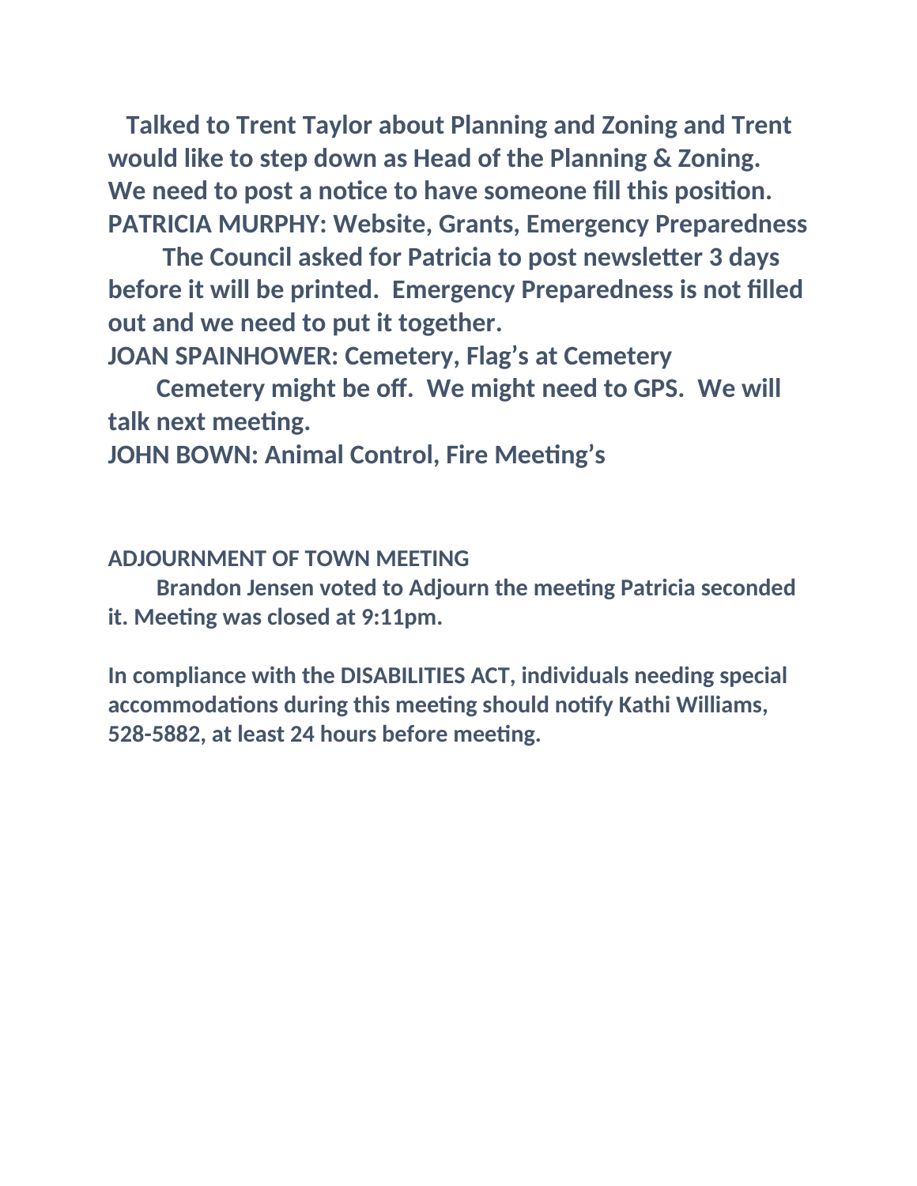**Talked to Trent Taylor about Planning and Zoning and Trent would like to step down as Head of the Planning & Zoning. We need to post a notice to have someone fill this position.**

**PATRICIA MURPHY: Website, Grants, Emergency Preparedness**

**The Council asked for Patricia to post newsletter 3 days before it will be printed. Emergency Preparedness is not filled out and we need to put it together.**

**JOAN SPAINHOWER: Cemetery, Flag's at Cemetery**

**Cemetery might be off. We might need to GPS. We will talk next meeting.**

**JOHN BOWN: Animal Control, Fire Meeting's**

**ADJOURNMENT OF TOWN MEETING**

**Brandon Jensen voted to Adjourn the meeting Patricia seconded it. Meeting was closed at 9:11pm.**

**In compliance with the DISABILITIES ACT, individuals needing special accommodations during this meeting should notify Kathi Williams, 528-5882, at least 24 hours before meeting.**